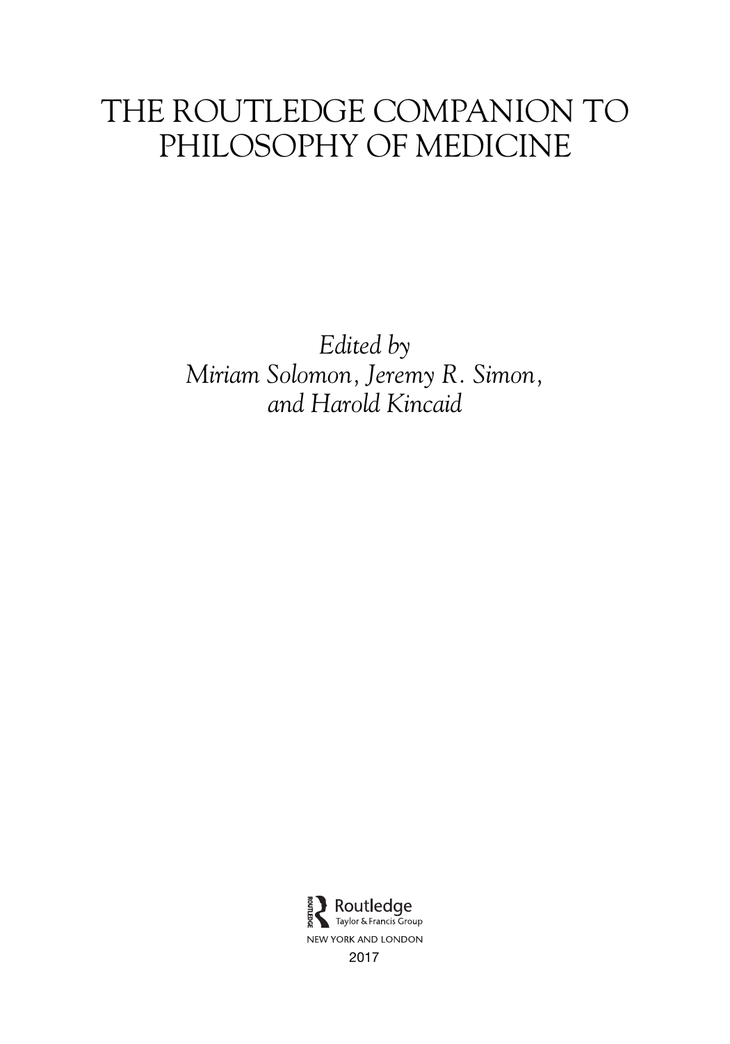# THE ROUTLEDGE COMPANION TO PHILOSOPHY OF MEDICINE

*Edited by*
*Miriam Solomon, Jeremy R. Simon, and Harold Kincaid*

Routledge
Taylor & Francis Group
NEW YORK AND LONDON
2017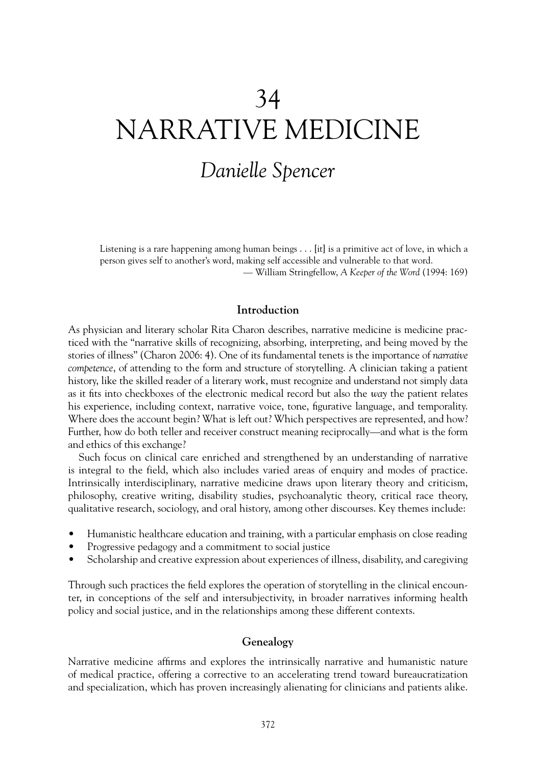# 34
# NARRATIVE MEDICINE

## *Danielle Spencer*

> Listening is a rare happening among human beings . . . [it] is a primitive act of love, in which a person gives self to another's word, making self accessible and vulnerable to that word.
>
> — William Stringfellow, *A Keeper of the Word* (1994: 169)

### Introduction

As physician and literary scholar Rita Charon describes, narrative medicine is medicine practiced with the "narrative skills of recognizing, absorbing, interpreting, and being moved by the stories of illness" (Charon 2006: 4). One of its fundamental tenets is the importance of *narrative competence*, of attending to the form and structure of storytelling. A clinician taking a patient history, like the skilled reader of a literary work, must recognize and understand not simply data as it fits into checkboxes of the electronic medical record but also the *way* the patient relates his experience, including context, narrative voice, tone, figurative language, and temporality. Where does the account begin? What is left out? Which perspectives are represented, and how? Further, how do both teller and receiver construct meaning reciprocally—and what is the form and ethics of this exchange?

Such focus on clinical care enriched and strengthened by an understanding of narrative is integral to the field, which also includes varied areas of enquiry and modes of practice. Intrinsically interdisciplinary, narrative medicine draws upon literary theory and criticism, philosophy, creative writing, disability studies, psychoanalytic theory, critical race theory, qualitative research, sociology, and oral history, among other discourses. Key themes include:

- Humanistic healthcare education and training, with a particular emphasis on close reading
- Progressive pedagogy and a commitment to social justice
- Scholarship and creative expression about experiences of illness, disability, and caregiving

Through such practices the field explores the operation of storytelling in the clinical encounter, in conceptions of the self and intersubjectivity, in broader narratives informing health policy and social justice, and in the relationships among these different contexts.

### Genealogy

Narrative medicine affirms and explores the intrinsically narrative and humanistic nature of medical practice, offering a corrective to an accelerating trend toward bureaucratization and specialization, which has proven increasingly alienating for clinicians and patients alike.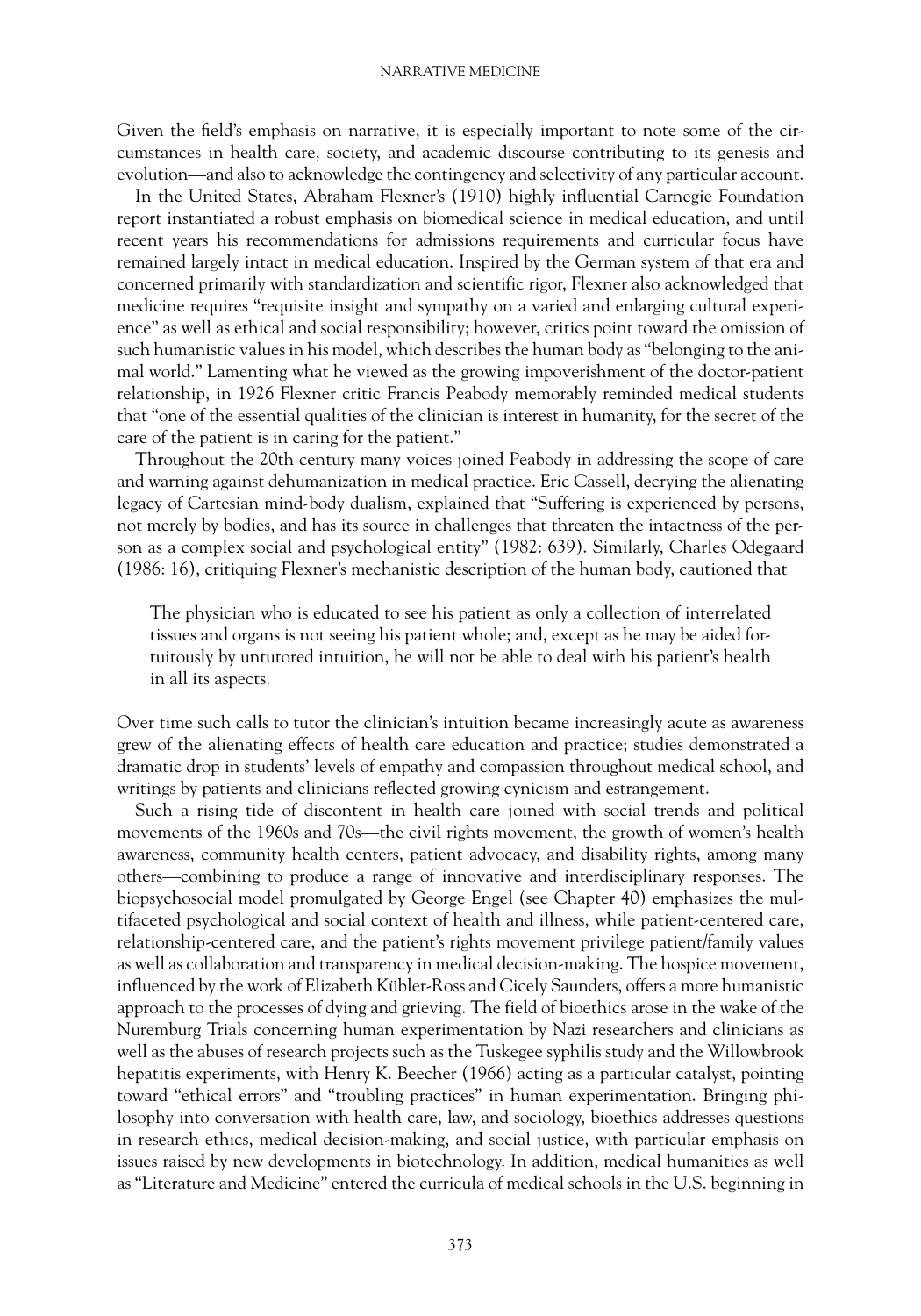Given the field's emphasis on narrative, it is especially important to note some of the circumstances in health care, society, and academic discourse contributing to its genesis and evolution—and also to acknowledge the contingency and selectivity of any particular account.

In the United States, Abraham Flexner's (1910) highly influential Carnegie Foundation report instantiated a robust emphasis on biomedical science in medical education, and until recent years his recommendations for admissions requirements and curricular focus have remained largely intact in medical education. Inspired by the German system of that era and concerned primarily with standardization and scientific rigor, Flexner also acknowledged that medicine requires "requisite insight and sympathy on a varied and enlarging cultural experience" as well as ethical and social responsibility; however, critics point toward the omission of such humanistic values in his model, which describes the human body as "belonging to the animal world." Lamenting what he viewed as the growing impoverishment of the doctor-patient relationship, in 1926 Flexner critic Francis Peabody memorably reminded medical students that "one of the essential qualities of the clinician is interest in humanity, for the secret of the care of the patient is in caring for the patient."

Throughout the 20th century many voices joined Peabody in addressing the scope of care and warning against dehumanization in medical practice. Eric Cassell, decrying the alienating legacy of Cartesian mind-body dualism, explained that "Suffering is experienced by persons, not merely by bodies, and has its source in challenges that threaten the intactness of the person as a complex social and psychological entity" (1982: 639). Similarly, Charles Odegaard (1986: 16), critiquing Flexner's mechanistic description of the human body, cautioned that

> The physician who is educated to see his patient as only a collection of interrelated tissues and organs is not seeing his patient whole; and, except as he may be aided fortuitously by untutored intuition, he will not be able to deal with his patient's health in all its aspects.

Over time such calls to tutor the clinician's intuition became increasingly acute as awareness grew of the alienating effects of health care education and practice; studies demonstrated a dramatic drop in students' levels of empathy and compassion throughout medical school, and writings by patients and clinicians reflected growing cynicism and estrangement.

Such a rising tide of discontent in health care joined with social trends and political movements of the 1960s and 70s—the civil rights movement, the growth of women's health awareness, community health centers, patient advocacy, and disability rights, among many others—combining to produce a range of innovative and interdisciplinary responses. The biopsychosocial model promulgated by George Engel (see Chapter 40) emphasizes the multifaceted psychological and social context of health and illness, while patient-centered care, relationship-centered care, and the patient's rights movement privilege patient/family values as well as collaboration and transparency in medical decision-making. The hospice movement, influenced by the work of Elizabeth Kübler-Ross and Cicely Saunders, offers a more humanistic approach to the processes of dying and grieving. The field of bioethics arose in the wake of the Nuremburg Trials concerning human experimentation by Nazi researchers and clinicians as well as the abuses of research projects such as the Tuskegee syphilis study and the Willowbrook hepatitis experiments, with Henry K. Beecher (1966) acting as a particular catalyst, pointing toward "ethical errors" and "troubling practices" in human experimentation. Bringing philosophy into conversation with health care, law, and sociology, bioethics addresses questions in research ethics, medical decision-making, and social justice, with particular emphasis on issues raised by new developments in biotechnology. In addition, medical humanities as well as "Literature and Medicine" entered the curricula of medical schools in the U.S. beginning in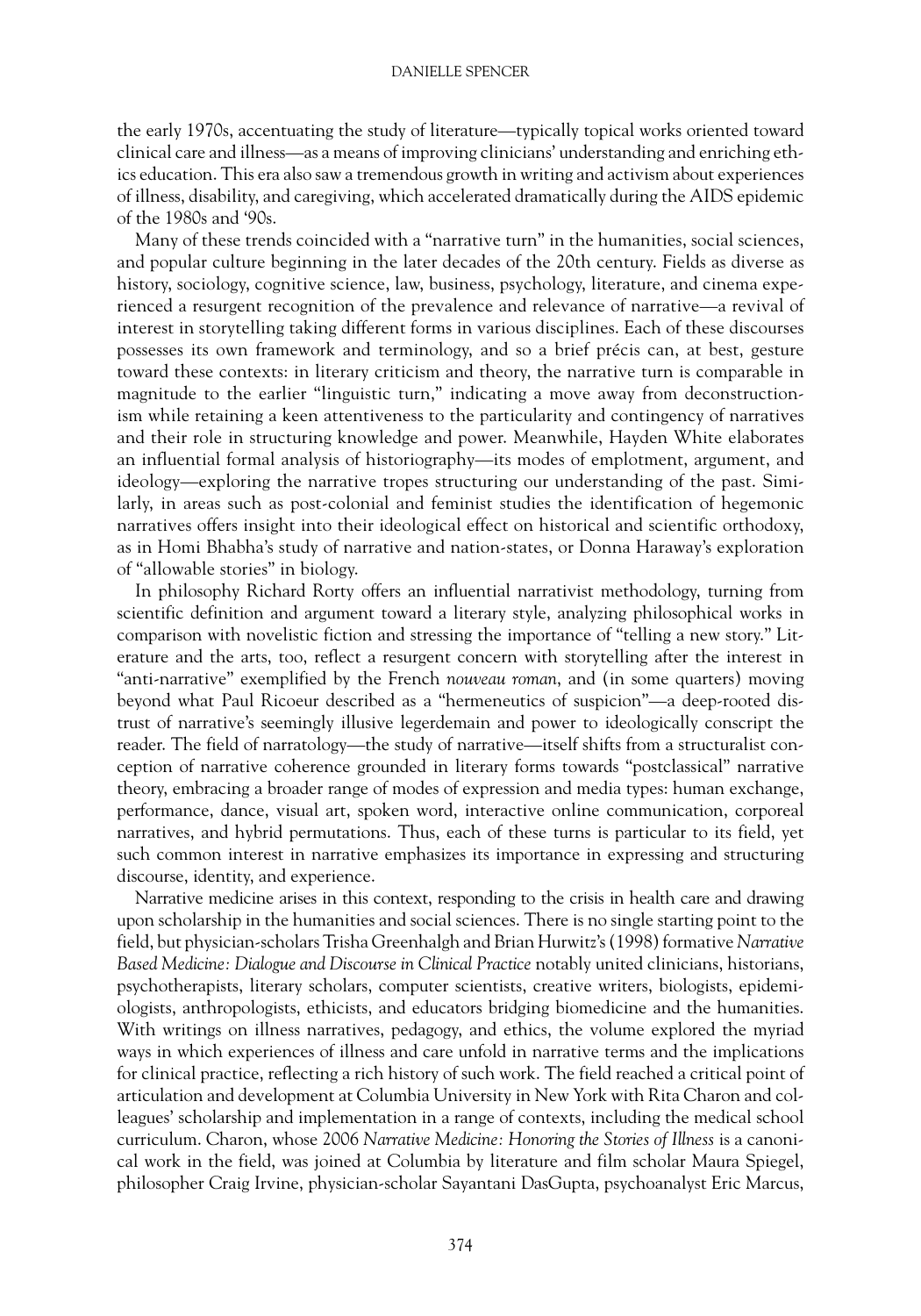the early 1970s, accentuating the study of literature—typically topical works oriented toward clinical care and illness—as a means of improving clinicians' understanding and enriching ethics education. This era also saw a tremendous growth in writing and activism about experiences of illness, disability, and caregiving, which accelerated dramatically during the AIDS epidemic of the 1980s and '90s.

Many of these trends coincided with a "narrative turn" in the humanities, social sciences, and popular culture beginning in the later decades of the 20th century. Fields as diverse as history, sociology, cognitive science, law, business, psychology, literature, and cinema experienced a resurgent recognition of the prevalence and relevance of narrative—a revival of interest in storytelling taking different forms in various disciplines. Each of these discourses possesses its own framework and terminology, and so a brief précis can, at best, gesture toward these contexts: in literary criticism and theory, the narrative turn is comparable in magnitude to the earlier "linguistic turn," indicating a move away from deconstructionism while retaining a keen attentiveness to the particularity and contingency of narratives and their role in structuring knowledge and power. Meanwhile, Hayden White elaborates an influential formal analysis of historiography—its modes of emplotment, argument, and ideology—exploring the narrative tropes structuring our understanding of the past. Similarly, in areas such as post-colonial and feminist studies the identification of hegemonic narratives offers insight into their ideological effect on historical and scientific orthodoxy, as in Homi Bhabha's study of narrative and nation-states, or Donna Haraway's exploration of "allowable stories" in biology.

In philosophy Richard Rorty offers an influential narrativist methodology, turning from scientific definition and argument toward a literary style, analyzing philosophical works in comparison with novelistic fiction and stressing the importance of "telling a new story." Literature and the arts, too, reflect a resurgent concern with storytelling after the interest in "anti-narrative" exemplified by the French *nouveau roman*, and (in some quarters) moving beyond what Paul Ricoeur described as a "hermeneutics of suspicion"—a deep-rooted distrust of narrative's seemingly illusive legerdemain and power to ideologically conscript the reader. The field of narratology—the study of narrative—itself shifts from a structuralist conception of narrative coherence grounded in literary forms towards "postclassical" narrative theory, embracing a broader range of modes of expression and media types: human exchange, performance, dance, visual art, spoken word, interactive online communication, corporeal narratives, and hybrid permutations. Thus, each of these turns is particular to its field, yet such common interest in narrative emphasizes its importance in expressing and structuring discourse, identity, and experience.

Narrative medicine arises in this context, responding to the crisis in health care and drawing upon scholarship in the humanities and social sciences. There is no single starting point to the field, but physician-scholars Trisha Greenhalgh and Brian Hurwitz's (1998) formative *Narrative Based Medicine: Dialogue and Discourse in Clinical Practice* notably united clinicians, historians, psychotherapists, literary scholars, computer scientists, creative writers, biologists, epidemiologists, anthropologists, ethicists, and educators bridging biomedicine and the humanities. With writings on illness narratives, pedagogy, and ethics, the volume explored the myriad ways in which experiences of illness and care unfold in narrative terms and the implications for clinical practice, reflecting a rich history of such work. The field reached a critical point of articulation and development at Columbia University in New York with Rita Charon and colleagues' scholarship and implementation in a range of contexts, including the medical school curriculum. Charon, whose 2006 *Narrative Medicine: Honoring the Stories of Illness* is a canonical work in the field, was joined at Columbia by literature and film scholar Maura Spiegel, philosopher Craig Irvine, physician-scholar Sayantani DasGupta, psychoanalyst Eric Marcus,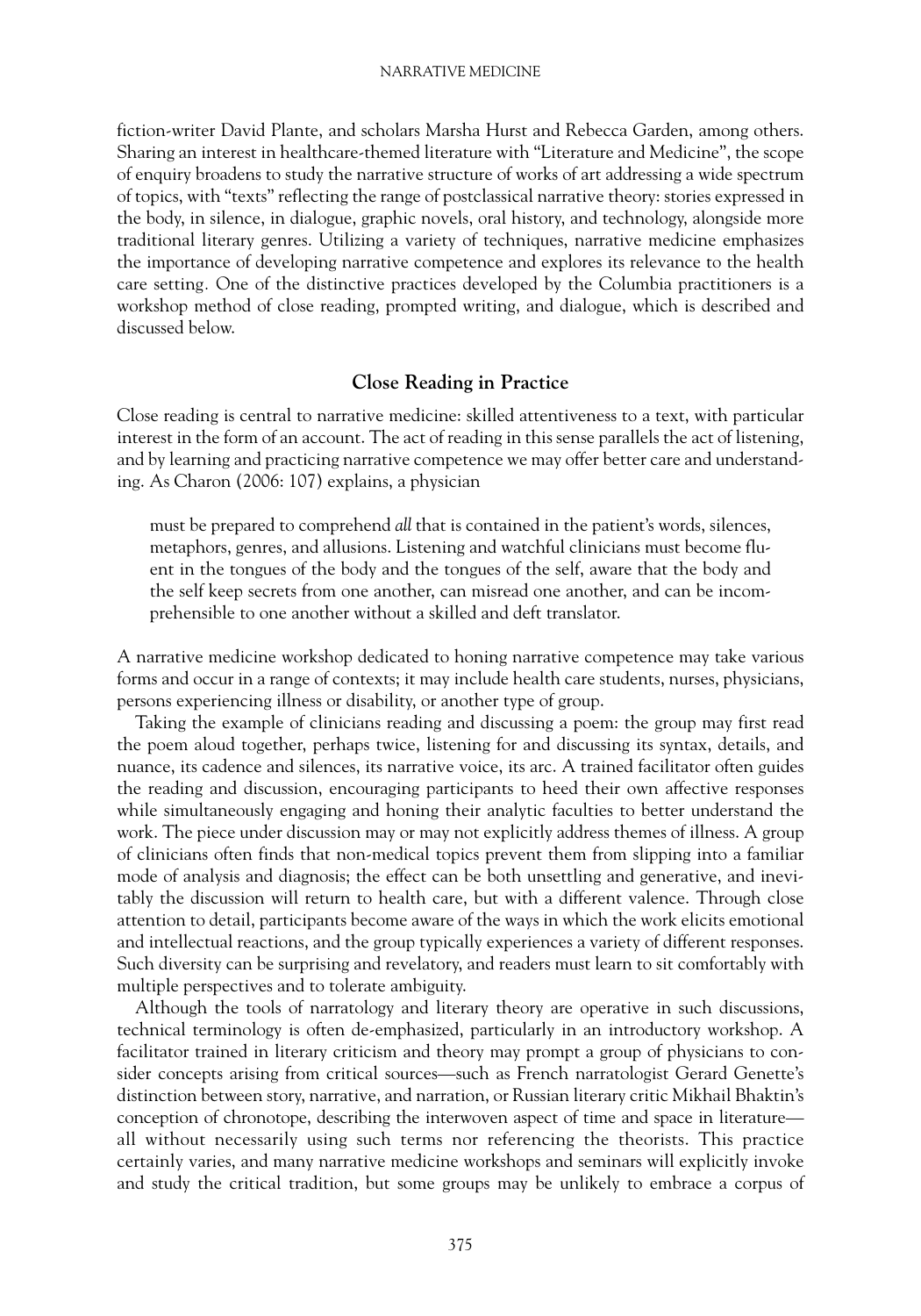fiction-writer David Plante, and scholars Marsha Hurst and Rebecca Garden, among others. Sharing an interest in healthcare-themed literature with "Literature and Medicine", the scope of enquiry broadens to study the narrative structure of works of art addressing a wide spectrum of topics, with "texts" reflecting the range of postclassical narrative theory: stories expressed in the body, in silence, in dialogue, graphic novels, oral history, and technology, alongside more traditional literary genres. Utilizing a variety of techniques, narrative medicine emphasizes the importance of developing narrative competence and explores its relevance to the health care setting. One of the distinctive practices developed by the Columbia practitioners is a workshop method of close reading, prompted writing, and dialogue, which is described and discussed below.

## Close Reading in Practice

Close reading is central to narrative medicine: skilled attentiveness to a text, with particular interest in the form of an account. The act of reading in this sense parallels the act of listening, and by learning and practicing narrative competence we may offer better care and understanding. As Charon (2006: 107) explains, a physician

> must be prepared to comprehend *all* that is contained in the patient's words, silences, metaphors, genres, and allusions. Listening and watchful clinicians must become fluent in the tongues of the body and the tongues of the self, aware that the body and the self keep secrets from one another, can misread one another, and can be incomprehensible to one another without a skilled and deft translator.

A narrative medicine workshop dedicated to honing narrative competence may take various forms and occur in a range of contexts; it may include health care students, nurses, physicians, persons experiencing illness or disability, or another type of group.

Taking the example of clinicians reading and discussing a poem: the group may first read the poem aloud together, perhaps twice, listening for and discussing its syntax, details, and nuance, its cadence and silences, its narrative voice, its arc. A trained facilitator often guides the reading and discussion, encouraging participants to heed their own affective responses while simultaneously engaging and honing their analytic faculties to better understand the work. The piece under discussion may or may not explicitly address themes of illness. A group of clinicians often finds that non-medical topics prevent them from slipping into a familiar mode of analysis and diagnosis; the effect can be both unsettling and generative, and inevitably the discussion will return to health care, but with a different valence. Through close attention to detail, participants become aware of the ways in which the work elicits emotional and intellectual reactions, and the group typically experiences a variety of different responses. Such diversity can be surprising and revelatory, and readers must learn to sit comfortably with multiple perspectives and to tolerate ambiguity.

Although the tools of narratology and literary theory are operative in such discussions, technical terminology is often de-emphasized, particularly in an introductory workshop. A facilitator trained in literary criticism and theory may prompt a group of physicians to consider concepts arising from critical sources—such as French narratologist Gerard Genette's distinction between story, narrative, and narration, or Russian literary critic Mikhail Bhaktin's conception of chronotope, describing the interwoven aspect of time and space in literature—all without necessarily using such terms nor referencing the theorists. This practice certainly varies, and many narrative medicine workshops and seminars will explicitly invoke and study the critical tradition, but some groups may be unlikely to embrace a corpus of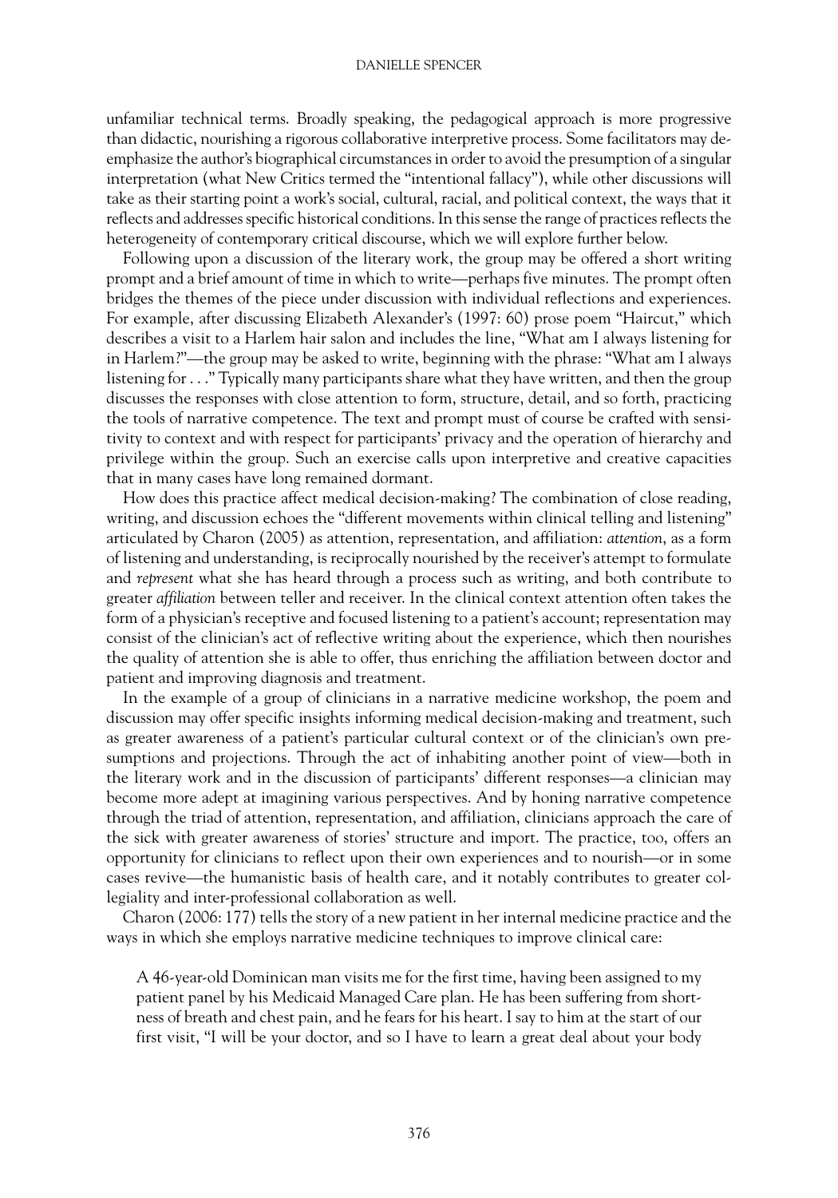unfamiliar technical terms. Broadly speaking, the pedagogical approach is more progressive than didactic, nourishing a rigorous collaborative interpretive process. Some facilitators may de-emphasize the author's biographical circumstances in order to avoid the presumption of a singular interpretation (what New Critics termed the "intentional fallacy"), while other discussions will take as their starting point a work's social, cultural, racial, and political context, the ways that it reflects and addresses specific historical conditions. In this sense the range of practices reflects the heterogeneity of contemporary critical discourse, which we will explore further below.

Following upon a discussion of the literary work, the group may be offered a short writing prompt and a brief amount of time in which to write—perhaps five minutes. The prompt often bridges the themes of the piece under discussion with individual reflections and experiences. For example, after discussing Elizabeth Alexander's (1997: 60) prose poem "Haircut," which describes a visit to a Harlem hair salon and includes the line, "What am I always listening for in Harlem?"—the group may be asked to write, beginning with the phrase: "What am I always listening for . . ." Typically many participants share what they have written, and then the group discusses the responses with close attention to form, structure, detail, and so forth, practicing the tools of narrative competence. The text and prompt must of course be crafted with sensitivity to context and with respect for participants' privacy and the operation of hierarchy and privilege within the group. Such an exercise calls upon interpretive and creative capacities that in many cases have long remained dormant.

How does this practice affect medical decision-making? The combination of close reading, writing, and discussion echoes the "different movements within clinical telling and listening" articulated by Charon (2005) as attention, representation, and affiliation: *attention*, as a form of listening and understanding, is reciprocally nourished by the receiver's attempt to formulate and *represent* what she has heard through a process such as writing, and both contribute to greater *affiliation* between teller and receiver. In the clinical context attention often takes the form of a physician's receptive and focused listening to a patient's account; representation may consist of the clinician's act of reflective writing about the experience, which then nourishes the quality of attention she is able to offer, thus enriching the affiliation between doctor and patient and improving diagnosis and treatment.

In the example of a group of clinicians in a narrative medicine workshop, the poem and discussion may offer specific insights informing medical decision-making and treatment, such as greater awareness of a patient's particular cultural context or of the clinician's own presumptions and projections. Through the act of inhabiting another point of view—both in the literary work and in the discussion of participants' different responses—a clinician may become more adept at imagining various perspectives. And by honing narrative competence through the triad of attention, representation, and affiliation, clinicians approach the care of the sick with greater awareness of stories' structure and import. The practice, too, offers an opportunity for clinicians to reflect upon their own experiences and to nourish—or in some cases revive—the humanistic basis of health care, and it notably contributes to greater collegiality and inter-professional collaboration as well.

Charon (2006: 177) tells the story of a new patient in her internal medicine practice and the ways in which she employs narrative medicine techniques to improve clinical care:

> A 46-year-old Dominican man visits me for the first time, having been assigned to my patient panel by his Medicaid Managed Care plan. He has been suffering from shortness of breath and chest pain, and he fears for his heart. I say to him at the start of our first visit, "I will be your doctor, and so I have to learn a great deal about your body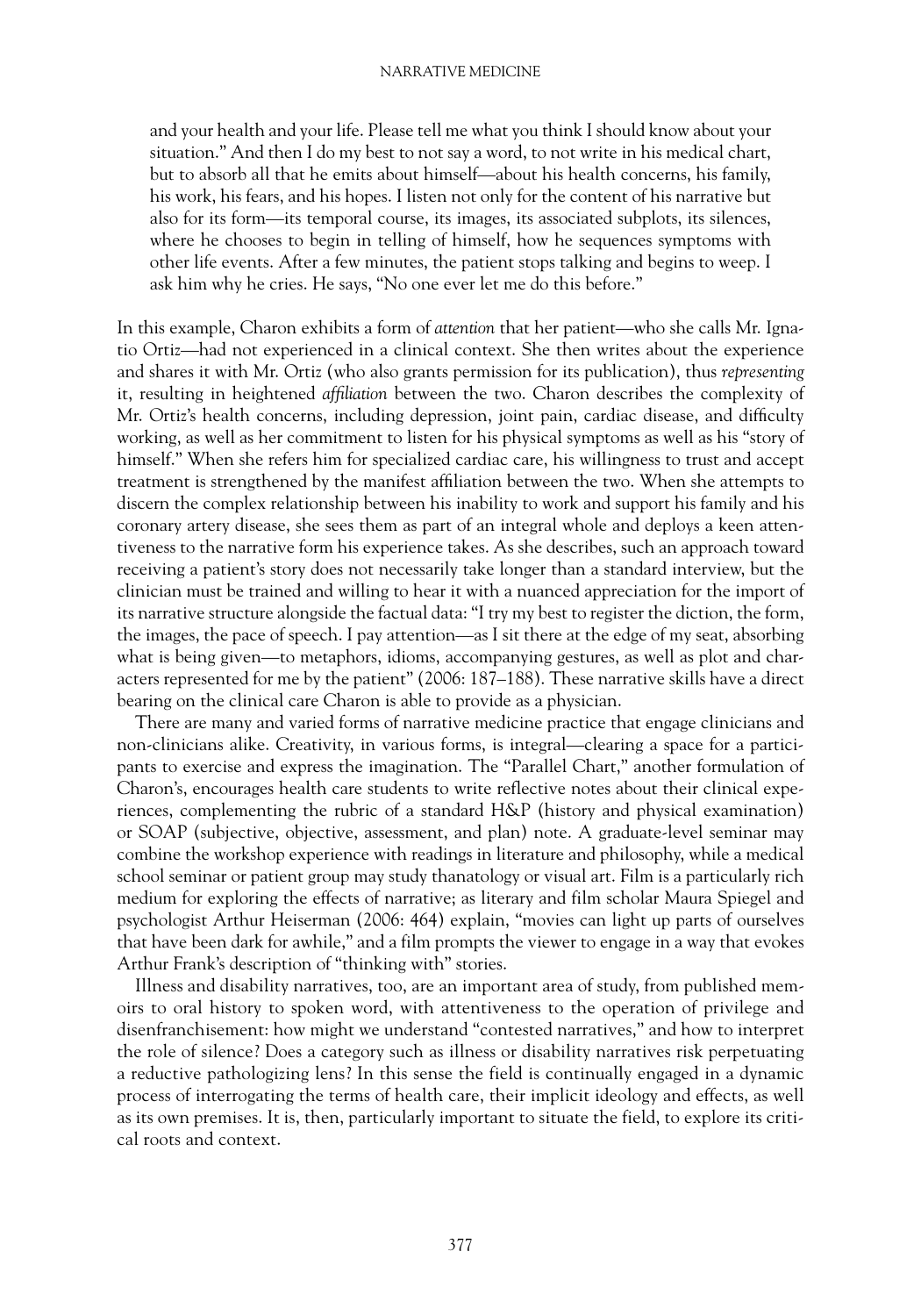> and your health and your life. Please tell me what you think I should know about your situation." And then I do my best to not say a word, to not write in his medical chart, but to absorb all that he emits about himself—about his health concerns, his family, his work, his fears, and his hopes. I listen not only for the content of his narrative but also for its form—its temporal course, its images, its associated subplots, its silences, where he chooses to begin in telling of himself, how he sequences symptoms with other life events. After a few minutes, the patient stops talking and begins to weep. I ask him why he cries. He says, "No one ever let me do this before."

In this example, Charon exhibits a form of *attention* that her patient—who she calls Mr. Ignatio Ortiz—had not experienced in a clinical context. She then writes about the experience and shares it with Mr. Ortiz (who also grants permission for its publication), thus *representing* it, resulting in heightened *affiliation* between the two. Charon describes the complexity of Mr. Ortiz's health concerns, including depression, joint pain, cardiac disease, and difficulty working, as well as her commitment to listen for his physical symptoms as well as his "story of himself." When she refers him for specialized cardiac care, his willingness to trust and accept treatment is strengthened by the manifest affiliation between the two. When she attempts to discern the complex relationship between his inability to work and support his family and his coronary artery disease, she sees them as part of an integral whole and deploys a keen attentiveness to the narrative form his experience takes. As she describes, such an approach toward receiving a patient's story does not necessarily take longer than a standard interview, but the clinician must be trained and willing to hear it with a nuanced appreciation for the import of its narrative structure alongside the factual data: "I try my best to register the diction, the form, the images, the pace of speech. I pay attention—as I sit there at the edge of my seat, absorbing what is being given—to metaphors, idioms, accompanying gestures, as well as plot and characters represented for me by the patient" (2006: 187–188). These narrative skills have a direct bearing on the clinical care Charon is able to provide as a physician.

There are many and varied forms of narrative medicine practice that engage clinicians and non-clinicians alike. Creativity, in various forms, is integral—clearing a space for a participants to exercise and express the imagination. The "Parallel Chart," another formulation of Charon's, encourages health care students to write reflective notes about their clinical experiences, complementing the rubric of a standard H&P (history and physical examination) or SOAP (subjective, objective, assessment, and plan) note. A graduate-level seminar may combine the workshop experience with readings in literature and philosophy, while a medical school seminar or patient group may study thanatology or visual art. Film is a particularly rich medium for exploring the effects of narrative; as literary and film scholar Maura Spiegel and psychologist Arthur Heiserman (2006: 464) explain, "movies can light up parts of ourselves that have been dark for awhile," and a film prompts the viewer to engage in a way that evokes Arthur Frank's description of "thinking with" stories.

Illness and disability narratives, too, are an important area of study, from published memoirs to oral history to spoken word, with attentiveness to the operation of privilege and disenfranchisement: how might we understand "contested narratives," and how to interpret the role of silence? Does a category such as illness or disability narratives risk perpetuating a reductive pathologizing lens? In this sense the field is continually engaged in a dynamic process of interrogating the terms of health care, their implicit ideology and effects, as well as its own premises. It is, then, particularly important to situate the field, to explore its critical roots and context.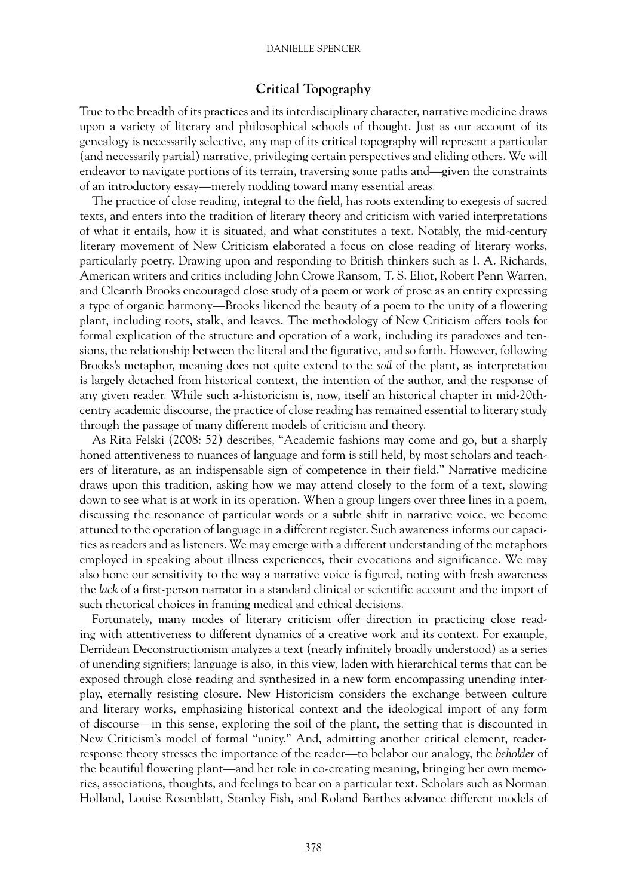## Critical Topography

True to the breadth of its practices and its interdisciplinary character, narrative medicine draws upon a variety of literary and philosophical schools of thought. Just as our account of its genealogy is necessarily selective, any map of its critical topography will represent a particular (and necessarily partial) narrative, privileging certain perspectives and eliding others. We will endeavor to navigate portions of its terrain, traversing some paths and—given the constraints of an introductory essay—merely nodding toward many essential areas.

The practice of close reading, integral to the field, has roots extending to exegesis of sacred texts, and enters into the tradition of literary theory and criticism with varied interpretations of what it entails, how it is situated, and what constitutes a text. Notably, the mid-century literary movement of New Criticism elaborated a focus on close reading of literary works, particularly poetry. Drawing upon and responding to British thinkers such as I. A. Richards, American writers and critics including John Crowe Ransom, T. S. Eliot, Robert Penn Warren, and Cleanth Brooks encouraged close study of a poem or work of prose as an entity expressing a type of organic harmony—Brooks likened the beauty of a poem to the unity of a flowering plant, including roots, stalk, and leaves. The methodology of New Criticism offers tools for formal explication of the structure and operation of a work, including its paradoxes and tensions, the relationship between the literal and the figurative, and so forth. However, following Brooks's metaphor, meaning does not quite extend to the *soil* of the plant, as interpretation is largely detached from historical context, the intention of the author, and the response of any given reader. While such a-historicism is, now, itself an historical chapter in mid-20th-centry academic discourse, the practice of close reading has remained essential to literary study through the passage of many different models of criticism and theory.

As Rita Felski (2008: 52) describes, "Academic fashions may come and go, but a sharply honed attentiveness to nuances of language and form is still held, by most scholars and teachers of literature, as an indispensable sign of competence in their field." Narrative medicine draws upon this tradition, asking how we may attend closely to the form of a text, slowing down to see what is at work in its operation. When a group lingers over three lines in a poem, discussing the resonance of particular words or a subtle shift in narrative voice, we become attuned to the operation of language in a different register. Such awareness informs our capacities as readers and as listeners. We may emerge with a different understanding of the metaphors employed in speaking about illness experiences, their evocations and significance. We may also hone our sensitivity to the way a narrative voice is figured, noting with fresh awareness the *lack* of a first-person narrator in a standard clinical or scientific account and the import of such rhetorical choices in framing medical and ethical decisions.

Fortunately, many modes of literary criticism offer direction in practicing close reading with attentiveness to different dynamics of a creative work and its context. For example, Derridean Deconstructionism analyzes a text (nearly infinitely broadly understood) as a series of unending signifiers; language is also, in this view, laden with hierarchical terms that can be exposed through close reading and synthesized in a new form encompassing unending interplay, eternally resisting closure. New Historicism considers the exchange between culture and literary works, emphasizing historical context and the ideological import of any form of discourse—in this sense, exploring the soil of the plant, the setting that is discounted in New Criticism's model of formal "unity." And, admitting another critical element, reader-response theory stresses the importance of the reader—to belabor our analogy, the *beholder* of the beautiful flowering plant—and her role in co-creating meaning, bringing her own memories, associations, thoughts, and feelings to bear on a particular text. Scholars such as Norman Holland, Louise Rosenblatt, Stanley Fish, and Roland Barthes advance different models of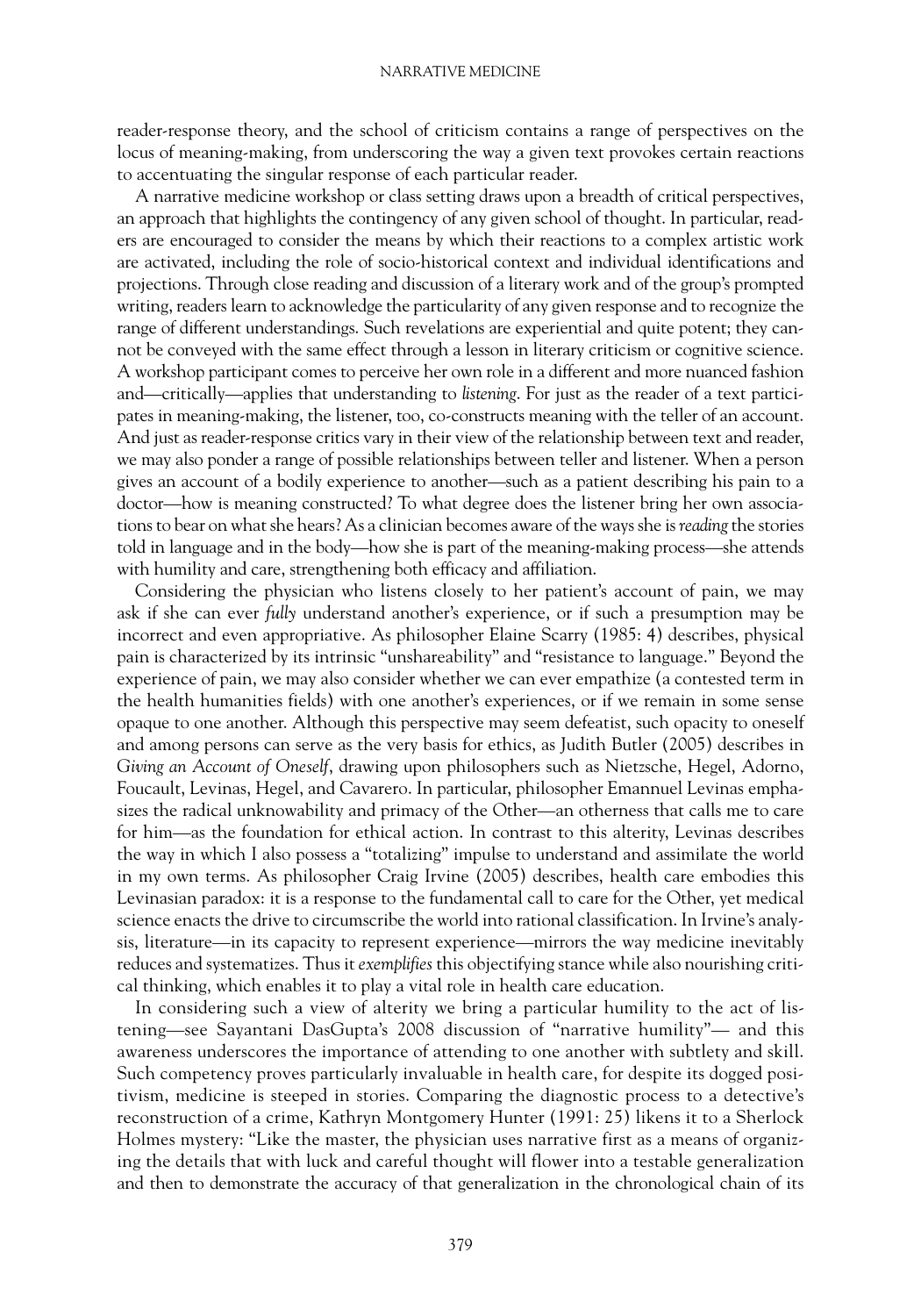reader-response theory, and the school of criticism contains a range of perspectives on the locus of meaning-making, from underscoring the way a given text provokes certain reactions to accentuating the singular response of each particular reader.

A narrative medicine workshop or class setting draws upon a breadth of critical perspectives, an approach that highlights the contingency of any given school of thought. In particular, readers are encouraged to consider the means by which their reactions to a complex artistic work are activated, including the role of socio-historical context and individual identifications and projections. Through close reading and discussion of a literary work and of the group's prompted writing, readers learn to acknowledge the particularity of any given response and to recognize the range of different understandings. Such revelations are experiential and quite potent; they cannot be conveyed with the same effect through a lesson in literary criticism or cognitive science. A workshop participant comes to perceive her own role in a different and more nuanced fashion and—critically—applies that understanding to *listening*. For just as the reader of a text participates in meaning-making, the listener, too, co-constructs meaning with the teller of an account. And just as reader-response critics vary in their view of the relationship between text and reader, we may also ponder a range of possible relationships between teller and listener. When a person gives an account of a bodily experience to another—such as a patient describing his pain to a doctor—how is meaning constructed? To what degree does the listener bring her own associations to bear on what she hears? As a clinician becomes aware of the ways she is *reading* the stories told in language and in the body—how she is part of the meaning-making process—she attends with humility and care, strengthening both efficacy and affiliation.

Considering the physician who listens closely to her patient's account of pain, we may ask if she can ever *fully* understand another's experience, or if such a presumption may be incorrect and even appropriative. As philosopher Elaine Scarry (1985: 4) describes, physical pain is characterized by its intrinsic "unshareability" and "resistance to language." Beyond the experience of pain, we may also consider whether we can ever empathize (a contested term in the health humanities fields) with one another's experiences, or if we remain in some sense opaque to one another. Although this perspective may seem defeatist, such opacity to oneself and among persons can serve as the very basis for ethics, as Judith Butler (2005) describes in *Giving an Account of Oneself*, drawing upon philosophers such as Nietzsche, Hegel, Adorno, Foucault, Levinas, Hegel, and Cavarero. In particular, philosopher Emannuel Levinas emphasizes the radical unknowability and primacy of the Other—an otherness that calls me to care for him—as the foundation for ethical action. In contrast to this alterity, Levinas describes the way in which I also possess a "totalizing" impulse to understand and assimilate the world in my own terms. As philosopher Craig Irvine (2005) describes, health care embodies this Levinasian paradox: it is a response to the fundamental call to care for the Other, yet medical science enacts the drive to circumscribe the world into rational classification. In Irvine's analysis, literature—in its capacity to represent experience—mirrors the way medicine inevitably reduces and systematizes. Thus it *exemplifies* this objectifying stance while also nourishing critical thinking, which enables it to play a vital role in health care education.

In considering such a view of alterity we bring a particular humility to the act of listening—see Sayantani DasGupta's 2008 discussion of "narrative humility"— and this awareness underscores the importance of attending to one another with subtlety and skill. Such competency proves particularly invaluable in health care, for despite its dogged positivism, medicine is steeped in stories. Comparing the diagnostic process to a detective's reconstruction of a crime, Kathryn Montgomery Hunter (1991: 25) likens it to a Sherlock Holmes mystery: "Like the master, the physician uses narrative first as a means of organizing the details that with luck and careful thought will flower into a testable generalization and then to demonstrate the accuracy of that generalization in the chronological chain of its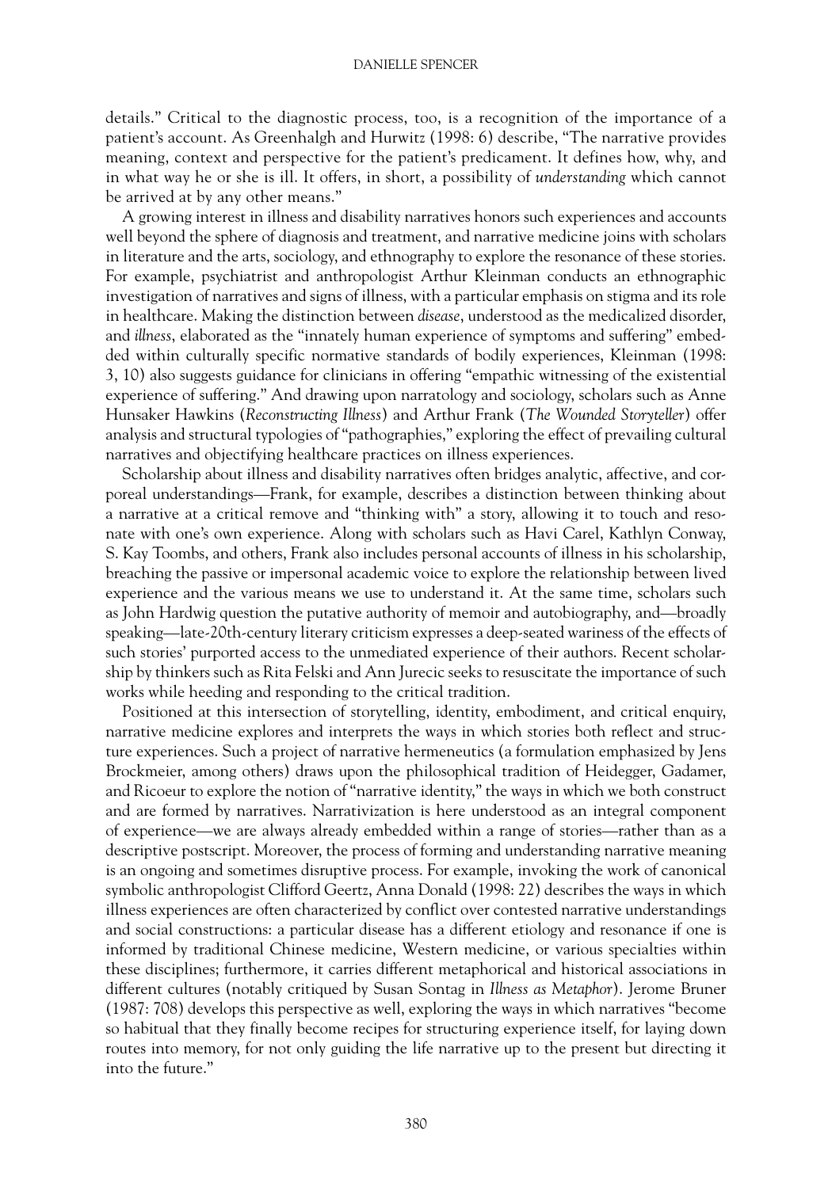details." Critical to the diagnostic process, too, is a recognition of the importance of a patient's account. As Greenhalgh and Hurwitz (1998: 6) describe, "The narrative provides meaning, context and perspective for the patient's predicament. It defines how, why, and in what way he or she is ill. It offers, in short, a possibility of *understanding* which cannot be arrived at by any other means."

A growing interest in illness and disability narratives honors such experiences and accounts well beyond the sphere of diagnosis and treatment, and narrative medicine joins with scholars in literature and the arts, sociology, and ethnography to explore the resonance of these stories. For example, psychiatrist and anthropologist Arthur Kleinman conducts an ethnographic investigation of narratives and signs of illness, with a particular emphasis on stigma and its role in healthcare. Making the distinction between *disease*, understood as the medicalized disorder, and *illness*, elaborated as the "innately human experience of symptoms and suffering" embedded within culturally specific normative standards of bodily experiences, Kleinman (1998: 3, 10) also suggests guidance for clinicians in offering "empathic witnessing of the existential experience of suffering." And drawing upon narratology and sociology, scholars such as Anne Hunsaker Hawkins (*Reconstructing Illness*) and Arthur Frank (*The Wounded Storyteller*) offer analysis and structural typologies of "pathographies," exploring the effect of prevailing cultural narratives and objectifying healthcare practices on illness experiences.

Scholarship about illness and disability narratives often bridges analytic, affective, and corporeal understandings—Frank, for example, describes a distinction between thinking about a narrative at a critical remove and "thinking with" a story, allowing it to touch and resonate with one's own experience. Along with scholars such as Havi Carel, Kathlyn Conway, S. Kay Toombs, and others, Frank also includes personal accounts of illness in his scholarship, breaching the passive or impersonal academic voice to explore the relationship between lived experience and the various means we use to understand it. At the same time, scholars such as John Hardwig question the putative authority of memoir and autobiography, and—broadly speaking—late-20th-century literary criticism expresses a deep-seated wariness of the effects of such stories' purported access to the unmediated experience of their authors. Recent scholarship by thinkers such as Rita Felski and Ann Jurecic seeks to resuscitate the importance of such works while heeding and responding to the critical tradition.

Positioned at this intersection of storytelling, identity, embodiment, and critical enquiry, narrative medicine explores and interprets the ways in which stories both reflect and structure experiences. Such a project of narrative hermeneutics (a formulation emphasized by Jens Brockmeier, among others) draws upon the philosophical tradition of Heidegger, Gadamer, and Ricoeur to explore the notion of "narrative identity," the ways in which we both construct and are formed by narratives. Narrativization is here understood as an integral component of experience—we are always already embedded within a range of stories—rather than as a descriptive postscript. Moreover, the process of forming and understanding narrative meaning is an ongoing and sometimes disruptive process. For example, invoking the work of canonical symbolic anthropologist Clifford Geertz, Anna Donald (1998: 22) describes the ways in which illness experiences are often characterized by conflict over contested narrative understandings and social constructions: a particular disease has a different etiology and resonance if one is informed by traditional Chinese medicine, Western medicine, or various specialties within these disciplines; furthermore, it carries different metaphorical and historical associations in different cultures (notably critiqued by Susan Sontag in *Illness as Metaphor*). Jerome Bruner (1987: 708) develops this perspective as well, exploring the ways in which narratives "become so habitual that they finally become recipes for structuring experience itself, for laying down routes into memory, for not only guiding the life narrative up to the present but directing it into the future."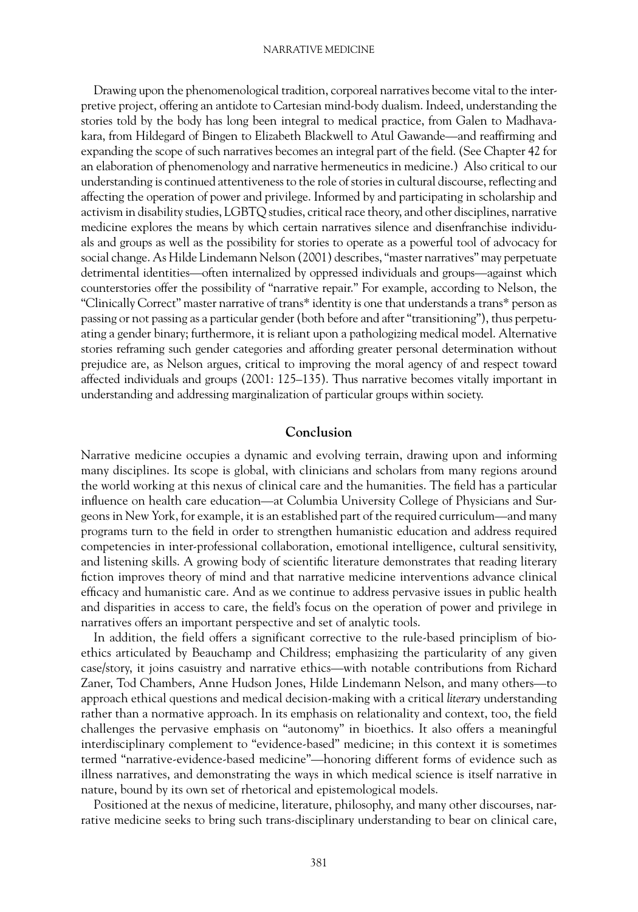Drawing upon the phenomenological tradition, corporeal narratives become vital to the interpretive project, offering an antidote to Cartesian mind-body dualism. Indeed, understanding the stories told by the body has long been integral to medical practice, from Galen to Madhavakara, from Hildegard of Bingen to Elizabeth Blackwell to Atul Gawande—and reaffirming and expanding the scope of such narratives becomes an integral part of the field. (See Chapter 42 for an elaboration of phenomenology and narrative hermeneutics in medicine.) Also critical to our understanding is continued attentiveness to the role of stories in cultural discourse, reflecting and affecting the operation of power and privilege. Informed by and participating in scholarship and activism in disability studies, LGBTQ studies, critical race theory, and other disciplines, narrative medicine explores the means by which certain narratives silence and disenfranchise individuals and groups as well as the possibility for stories to operate as a powerful tool of advocacy for social change. As Hilde Lindemann Nelson (2001) describes, "master narratives" may perpetuate detrimental identities—often internalized by oppressed individuals and groups—against which counterstories offer the possibility of "narrative repair." For example, according to Nelson, the "Clinically Correct" master narrative of trans* identity is one that understands a trans* person as passing or not passing as a particular gender (both before and after "transitioning"), thus perpetuating a gender binary; furthermore, it is reliant upon a pathologizing medical model. Alternative stories reframing such gender categories and affording greater personal determination without prejudice are, as Nelson argues, critical to improving the moral agency of and respect toward affected individuals and groups (2001: 125–135). Thus narrative becomes vitally important in understanding and addressing marginalization of particular groups within society.

## Conclusion

Narrative medicine occupies a dynamic and evolving terrain, drawing upon and informing many disciplines. Its scope is global, with clinicians and scholars from many regions around the world working at this nexus of clinical care and the humanities. The field has a particular influence on health care education—at Columbia University College of Physicians and Surgeons in New York, for example, it is an established part of the required curriculum—and many programs turn to the field in order to strengthen humanistic education and address required competencies in inter-professional collaboration, emotional intelligence, cultural sensitivity, and listening skills. A growing body of scientific literature demonstrates that reading literary fiction improves theory of mind and that narrative medicine interventions advance clinical efficacy and humanistic care. And as we continue to address pervasive issues in public health and disparities in access to care, the field's focus on the operation of power and privilege in narratives offers an important perspective and set of analytic tools.

In addition, the field offers a significant corrective to the rule-based principlism of bioethics articulated by Beauchamp and Childress; emphasizing the particularity of any given case/story, it joins casuistry and narrative ethics—with notable contributions from Richard Zaner, Tod Chambers, Anne Hudson Jones, Hilde Lindemann Nelson, and many others—to approach ethical questions and medical decision-making with a critical *literary* understanding rather than a normative approach. In its emphasis on relationality and context, too, the field challenges the pervasive emphasis on "autonomy" in bioethics. It also offers a meaningful interdisciplinary complement to "evidence-based" medicine; in this context it is sometimes termed "narrative-evidence-based medicine"—honoring different forms of evidence such as illness narratives, and demonstrating the ways in which medical science is itself narrative in nature, bound by its own set of rhetorical and epistemological models.

Positioned at the nexus of medicine, literature, philosophy, and many other discourses, narrative medicine seeks to bring such trans-disciplinary understanding to bear on clinical care,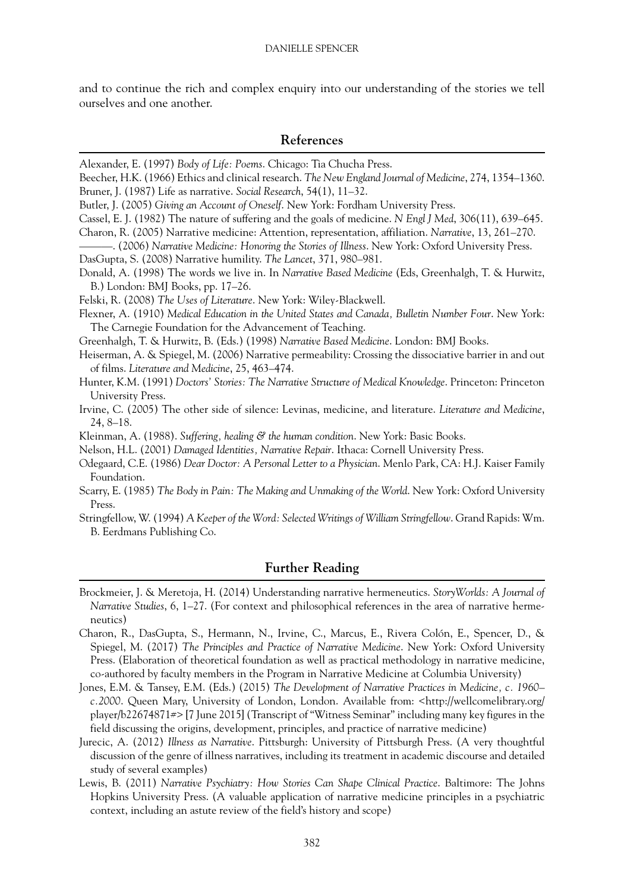and to continue the rich and complex enquiry into our understanding of the stories we tell ourselves and one another.

## References

Alexander, E. (1997) *Body of Life: Poems*. Chicago: Tia Chucha Press.

Beecher, H.K. (1966) Ethics and clinical research. *The New England Journal of Medicine*, 274, 1354–1360.

Bruner, J. (1987) Life as narrative. *Social Research*, 54(1), 11–32.

Butler, J. (2005) *Giving an Account of Oneself*. New York: Fordham University Press.

Cassel, E. J. (1982) The nature of suffering and the goals of medicine. *N Engl J Med*, 306(11), 639–645.

Charon, R. (2005) Narrative medicine: Attention, representation, affiliation. *Narrative*, 13, 261–270.

———. (2006) *Narrative Medicine: Honoring the Stories of Illness*. New York: Oxford University Press.

DasGupta, S. (2008) Narrative humility. *The Lancet*, 371, 980–981.

Donald, A. (1998) The words we live in. In *Narrative Based Medicine* (Eds, Greenhalgh, T. & Hurwitz, B.) London: BMJ Books, pp. 17–26.

Felski, R. (2008) *The Uses of Literature*. New York: Wiley-Blackwell.

Flexner, A. (1910) *Medical Education in the United States and Canada, Bulletin Number Four*. New York: The Carnegie Foundation for the Advancement of Teaching.

Greenhalgh, T. & Hurwitz, B. (Eds.) (1998) *Narrative Based Medicine*. London: BMJ Books.

Heiserman, A. & Spiegel, M. (2006) Narrative permeability: Crossing the dissociative barrier in and out of films. *Literature and Medicine*, 25, 463–474.

Hunter, K.M. (1991) *Doctors' Stories: The Narrative Structure of Medical Knowledge*. Princeton: Princeton University Press.

Irvine, C. (2005) The other side of silence: Levinas, medicine, and literature. *Literature and Medicine*, 24, 8–18.

Kleinman, A. (1988). *Suffering, healing & the human condition*. New York: Basic Books.

Nelson, H.L. (2001) *Damaged Identities, Narrative Repair*. Ithaca: Cornell University Press.

Odegaard, C.E. (1986) *Dear Doctor: A Personal Letter to a Physician*. Menlo Park, CA: H.J. Kaiser Family Foundation.

Scarry, E. (1985) *The Body in Pain: The Making and Unmaking of the World*. New York: Oxford University Press.

Stringfellow, W. (1994) *A Keeper of the Word: Selected Writings of William Stringfellow*. Grand Rapids: Wm. B. Eerdmans Publishing Co.

## Further Reading

Brockmeier, J. & Meretoja, H. (2014) Understanding narrative hermeneutics. *StoryWorlds: A Journal of Narrative Studies*, 6, 1–27. (For context and philosophical references in the area of narrative hermeneutics)

Charon, R., DasGupta, S., Hermann, N., Irvine, C., Marcus, E., Rivera Colón, E., Spencer, D., & Spiegel, M. (2017) *The Principles and Practice of Narrative Medicine*. New York: Oxford University Press. (Elaboration of theoretical foundation as well as practical methodology in narrative medicine, co-authored by faculty members in the Program in Narrative Medicine at Columbia University)

Jones, E.M. & Tansey, E.M. (Eds.) (2015) *The Development of Narrative Practices in Medicine, c. 1960–c.2000*. Queen Mary, University of London, London. Available from: <http://wellcomelibrary.org/player/b22674871#> [7 June 2015] (Transcript of "Witness Seminar" including many key figures in the field discussing the origins, development, principles, and practice of narrative medicine)

Jurecic, A. (2012) *Illness as Narrative*. Pittsburgh: University of Pittsburgh Press. (A very thoughtful discussion of the genre of illness narratives, including its treatment in academic discourse and detailed study of several examples)

Lewis, B. (2011) *Narrative Psychiatry: How Stories Can Shape Clinical Practice*. Baltimore: The Johns Hopkins University Press. (A valuable application of narrative medicine principles in a psychiatric context, including an astute review of the field's history and scope)